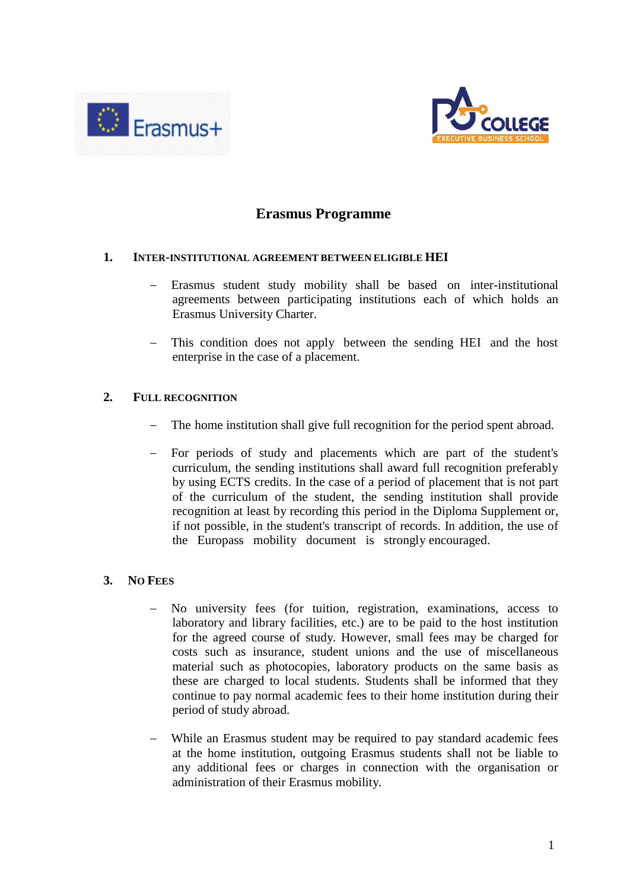Erasmus+

PA COLLEGE
EXECUTIVE BUSINESS SCHOOL

# Erasmus Programme

## 1. INTER-INSTITUTIONAL AGREEMENT BETWEEN ELIGIBLE HEI

- Erasmus student study mobility shall be based on inter-institutional agreements between participating institutions each of which holds an Erasmus University Charter.

- This condition does not apply between the sending HEI and the host enterprise in the case of a placement.

## 2. FULL RECOGNITION

- The home institution shall give full recognition for the period spent abroad.

- For periods of study and placements which are part of the student's curriculum, the sending institutions shall award full recognition preferably by using ECTS credits. In the case of a period of placement that is not part of the curriculum of the student, the sending institution shall provide recognition at least by recording this period in the Diploma Supplement or, if not possible, in the student's transcript of records. In addition, the use of the Europass mobility document is strongly encouraged.

## 3. NO FEES

- No university fees (for tuition, registration, examinations, access to laboratory and library facilities, etc.) are to be paid to the host institution for the agreed course of study. However, small fees may be charged for costs such as insurance, student unions and the use of miscellaneous material such as photocopies, laboratory products on the same basis as these are charged to local students. Students shall be informed that they continue to pay normal academic fees to their home institution during their period of study abroad.

- While an Erasmus student may be required to pay standard academic fees at the home institution, outgoing Erasmus students shall not be liable to any additional fees or charges in connection with the organisation or administration of their Erasmus mobility.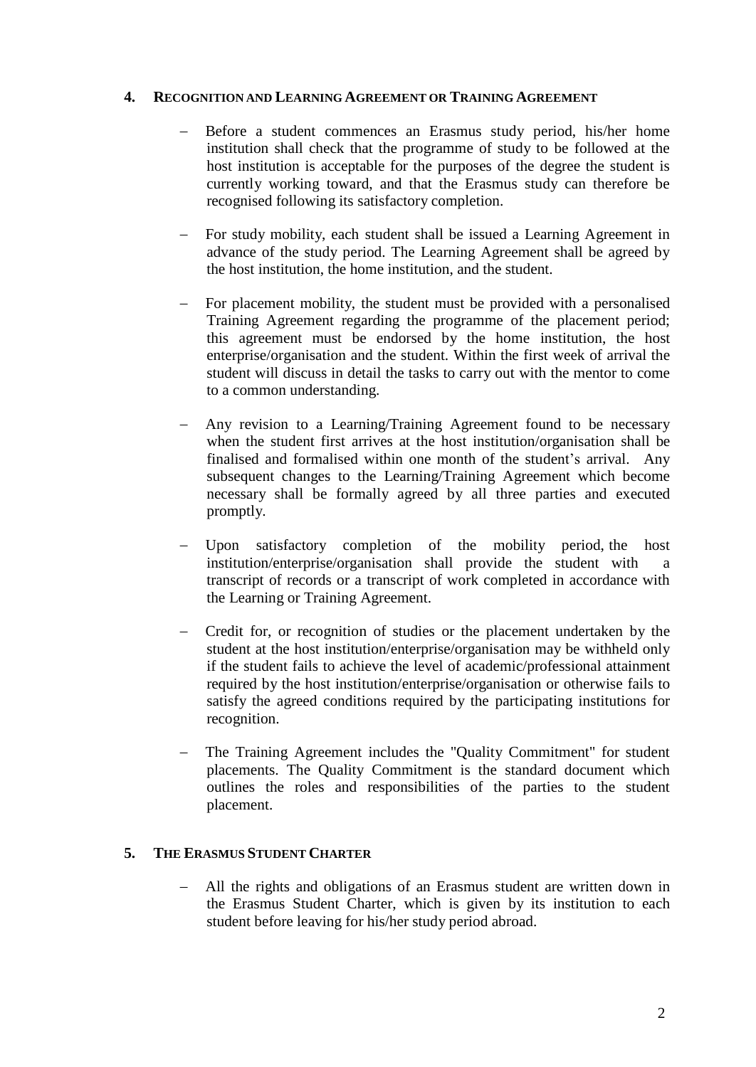## 4. RECOGNITION AND LEARNING AGREEMENT OR TRAINING AGREEMENT

- Before a student commences an Erasmus study period, his/her home institution shall check that the programme of study to be followed at the host institution is acceptable for the purposes of the degree the student is currently working toward, and that the Erasmus study can therefore be recognised following its satisfactory completion.

- For study mobility, each student shall be issued a Learning Agreement in advance of the study period. The Learning Agreement shall be agreed by the host institution, the home institution, and the student.

- For placement mobility, the student must be provided with a personalised Training Agreement regarding the programme of the placement period; this agreement must be endorsed by the home institution, the host enterprise/organisation and the student. Within the first week of arrival the student will discuss in detail the tasks to carry out with the mentor to come to a common understanding.

- Any revision to a Learning/Training Agreement found to be necessary when the student first arrives at the host institution/organisation shall be finalised and formalised within one month of the student's arrival. Any subsequent changes to the Learning/Training Agreement which become necessary shall be formally agreed by all three parties and executed promptly.

- Upon satisfactory completion of the mobility period, the host institution/enterprise/organisation shall provide the student with a transcript of records or a transcript of work completed in accordance with the Learning or Training Agreement.

- Credit for, or recognition of studies or the placement undertaken by the student at the host institution/enterprise/organisation may be withheld only if the student fails to achieve the level of academic/professional attainment required by the host institution/enterprise/organisation or otherwise fails to satisfy the agreed conditions required by the participating institutions for recognition.

- The Training Agreement includes the "Quality Commitment" for student placements. The Quality Commitment is the standard document which outlines the roles and responsibilities of the parties to the student placement.

## 5. THE ERASMUS STUDENT CHARTER

- All the rights and obligations of an Erasmus student are written down in the Erasmus Student Charter, which is given by its institution to each student before leaving for his/her study period abroad.